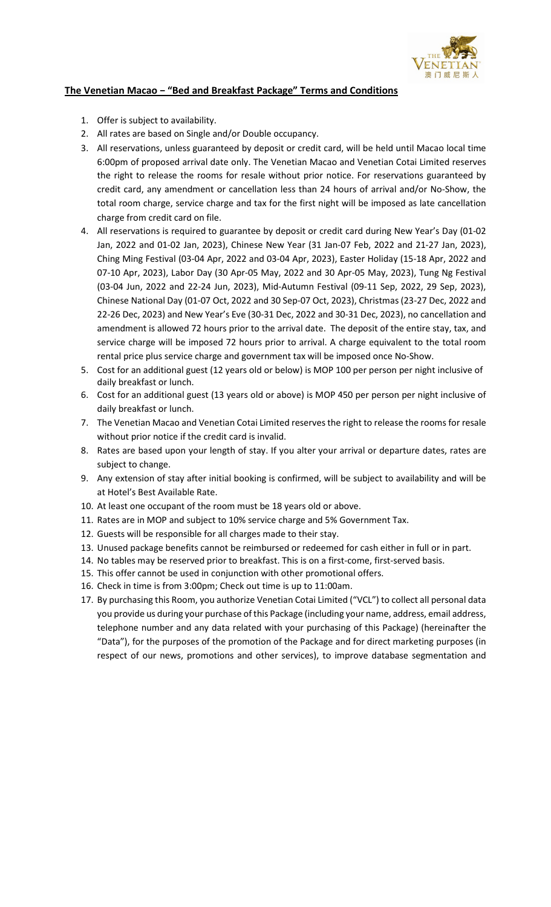**The Venetian Macao – "Bed and Breakfast Package" Terms and Conditions**

1. Offer is subject to availability.
2. All rates are based on Single and/or Double occupancy.
3. All reservations, unless guaranteed by deposit or credit card, will be held until Macao local time 6:00pm of proposed arrival date only. The Venetian Macao and Venetian Cotai Limited reserves the right to release the rooms for resale without prior notice. For reservations guaranteed by credit card, any amendment or cancellation less than 24 hours of arrival and/or No-Show, the total room charge, service charge and tax for the first night will be imposed as late cancellation charge from credit card on file.
4. All reservations is required to guarantee by deposit or credit card during New Year's Day (01-02 Jan, 2022 and 01-02 Jan, 2023), Chinese New Year (31 Jan-07 Feb, 2022 and 21-27 Jan, 2023), Ching Ming Festival (03-04 Apr, 2022 and 03-04 Apr, 2023), Easter Holiday (15-18 Apr, 2022 and 07-10 Apr, 2023), Labor Day (30 Apr-05 May, 2022 and 30 Apr-05 May, 2023), Tung Ng Festival (03-04 Jun, 2022 and 22-24 Jun, 2023), Mid-Autumn Festival (09-11 Sep, 2022, 29 Sep, 2023), Chinese National Day (01-07 Oct, 2022 and 30 Sep-07 Oct, 2023), Christmas (23-27 Dec, 2022 and 22-26 Dec, 2023) and New Year's Eve (30-31 Dec, 2022 and 30-31 Dec, 2023), no cancellation and amendment is allowed 72 hours prior to the arrival date. The deposit of the entire stay, tax, and service charge will be imposed 72 hours prior to arrival. A charge equivalent to the total room rental price plus service charge and government tax will be imposed once No-Show.
5. Cost for an additional guest (12 years old or below) is MOP 100 per person per night inclusive of daily breakfast or lunch.
6. Cost for an additional guest (13 years old or above) is MOP 450 per person per night inclusive of daily breakfast or lunch.
7. The Venetian Macao and Venetian Cotai Limited reserves the right to release the rooms for resale without prior notice if the credit card is invalid.
8. Rates are based upon your length of stay. If you alter your arrival or departure dates, rates are subject to change.
9. Any extension of stay after initial booking is confirmed, will be subject to availability and will be at Hotel's Best Available Rate.
10. At least one occupant of the room must be 18 years old or above.
11. Rates are in MOP and subject to 10% service charge and 5% Government Tax.
12. Guests will be responsible for all charges made to their stay.
13. Unused package benefits cannot be reimbursed or redeemed for cash either in full or in part.
14. No tables may be reserved prior to breakfast. This is on a first-come, first-served basis.
15. This offer cannot be used in conjunction with other promotional offers.
16. Check in time is from 3:00pm; Check out time is up to 11:00am.
17. By purchasing this Room, you authorize Venetian Cotai Limited ("VCL") to collect all personal data you provide us during your purchase of this Package (including your name, address, email address, telephone number and any data related with your purchasing of this Package) (hereinafter the "Data"), for the purposes of the promotion of the Package and for direct marketing purposes (in respect of our news, promotions and other services), to improve database segmentation and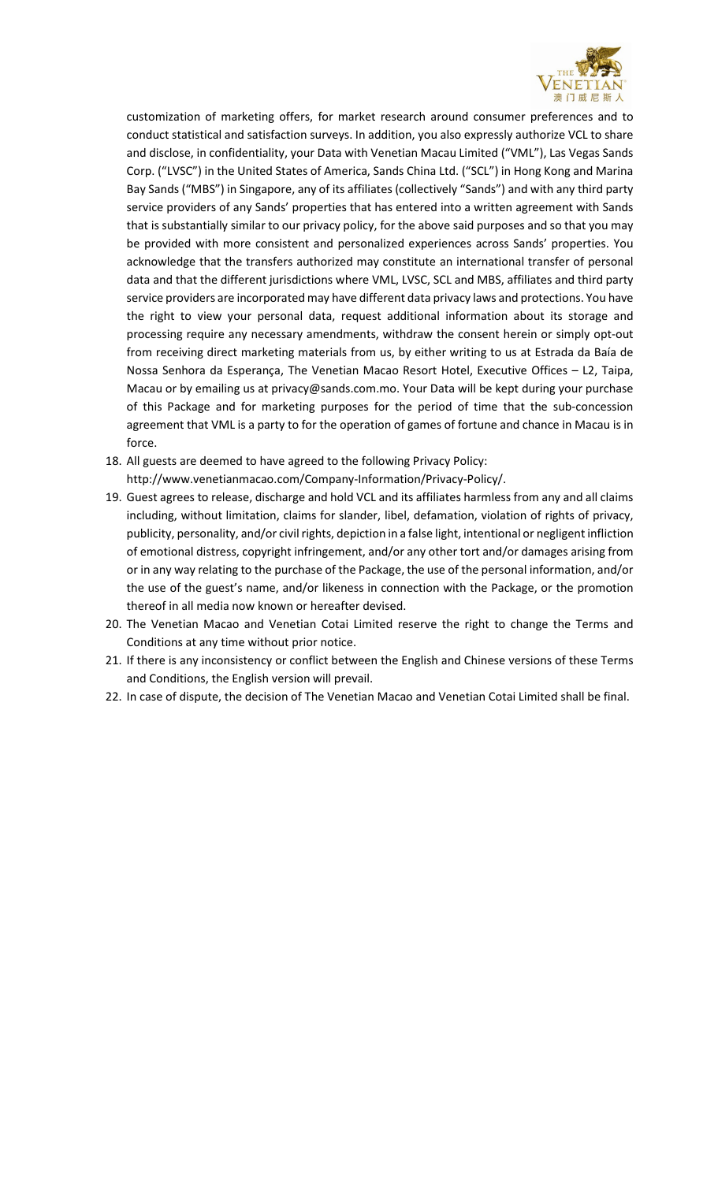customization of marketing offers, for market research around consumer preferences and to conduct statistical and satisfaction surveys. In addition, you also expressly authorize VCL to share and disclose, in confidentiality, your Data with Venetian Macau Limited ("VML"), Las Vegas Sands Corp. ("LVSC") in the United States of America, Sands China Ltd. ("SCL") in Hong Kong and Marina Bay Sands ("MBS") in Singapore, any of its affiliates (collectively "Sands") and with any third party service providers of any Sands' properties that has entered into a written agreement with Sands that is substantially similar to our privacy policy, for the above said purposes and so that you may be provided with more consistent and personalized experiences across Sands' properties. You acknowledge that the transfers authorized may constitute an international transfer of personal data and that the different jurisdictions where VML, LVSC, SCL and MBS, affiliates and third party service providers are incorporated may have different data privacy laws and protections. You have the right to view your personal data, request additional information about its storage and processing require any necessary amendments, withdraw the consent herein or simply opt-out from receiving direct marketing materials from us, by either writing to us at Estrada da Baía de Nossa Senhora da Esperança, The Venetian Macao Resort Hotel, Executive Offices – L2, Taipa, Macau or by emailing us at privacy@sands.com.mo. Your Data will be kept during your purchase of this Package and for marketing purposes for the period of time that the sub-concession agreement that VML is a party to for the operation of games of fortune and chance in Macau is in force.

18. All guests are deemed to have agreed to the following Privacy Policy: http://www.venetianmacao.com/Company-Information/Privacy-Policy/.
19. Guest agrees to release, discharge and hold VCL and its affiliates harmless from any and all claims including, without limitation, claims for slander, libel, defamation, violation of rights of privacy, publicity, personality, and/or civil rights, depiction in a false light, intentional or negligent infliction of emotional distress, copyright infringement, and/or any other tort and/or damages arising from or in any way relating to the purchase of the Package, the use of the personal information, and/or the use of the guest's name, and/or likeness in connection with the Package, or the promotion thereof in all media now known or hereafter devised.
20. The Venetian Macao and Venetian Cotai Limited reserve the right to change the Terms and Conditions at any time without prior notice.
21. If there is any inconsistency or conflict between the English and Chinese versions of these Terms and Conditions, the English version will prevail.
22. In case of dispute, the decision of The Venetian Macao and Venetian Cotai Limited shall be final.